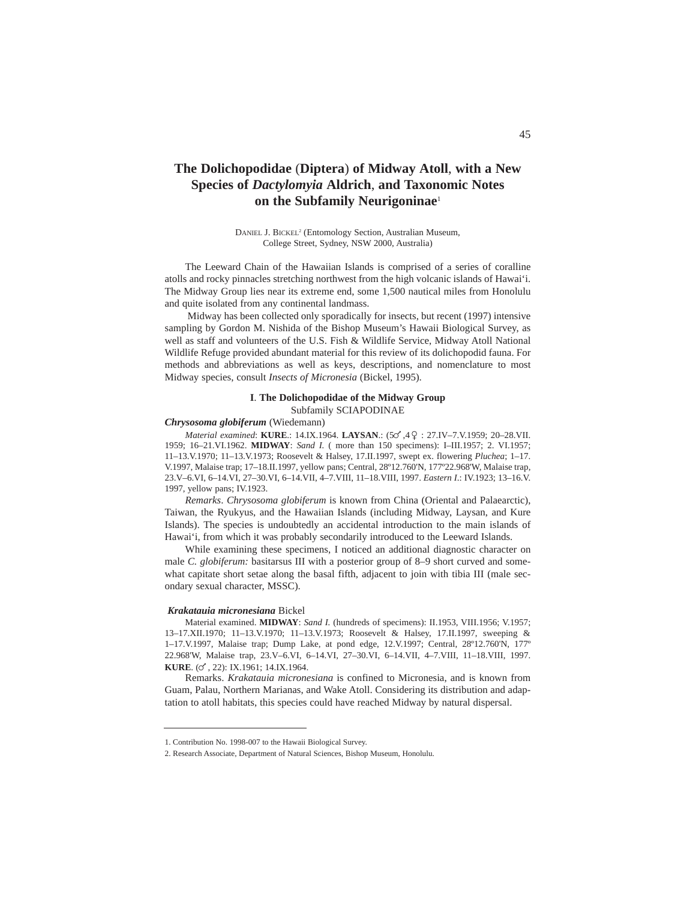# The Dolichopodidae (Diptera) of Midway Atoll, with a New Species of *Dactylomyia* Aldrich, and Taxonomic Notes on the Subfamily Neurigoninae[1]

DANIEL J. BICKEL[2] (Entomology Section, Australian Museum, College Street, Sydney, NSW 2000, Australia)

The Leeward Chain of the Hawaiian Islands is comprised of a series of coralline atolls and rocky pinnacles stretching northwest from the high volcanic islands of Hawai'i. The Midway Group lies near its extreme end, some 1,500 nautical miles from Honolulu and quite isolated from any continental landmass.

Midway has been collected only sporadically for insects, but recent (1997) intensive sampling by Gordon M. Nishida of the Bishop Museum's Hawaii Biological Survey, as well as staff and volunteers of the U.S. Fish & Wildlife Service, Midway Atoll National Wildlife Refuge provided abundant material for this review of its dolichopodid fauna. For methods and abbreviations as well as keys, descriptions, and nomenclature to most Midway species, consult *Insects of Micronesia* (Bickel, 1995).

## I. The Dolichopodidae of the Midway Group

### Subfamily SCIAPODINAE

***Chrysosoma globiferum*** (Wiedemann)

*Material examined*: **KURE**.: 14.IX.1964. **LAYSAN**.: (5♂,4♀ : 27.IV–7.V.1959; 20–28.VII.1959; 16–21.VI.1962. **MIDWAY**: *Sand I.* ( more than 150 specimens): I–III.1957; 2. VI.1957; 11–13.V.1970; 11–13.V.1973; Roosevelt & Halsey, 17.II.1997, swept ex. flowering *Pluchea*; 1–17.V.1997, Malaise trap; 17–18.II.1997, yellow pans; Central, 28º12.760'N, 177º22.968'W, Malaise trap, 23.V–6.VI, 6–14.VI, 27–30.VI, 6–14.VII, 4–7.VIII, 11–18.VIII, 1997. *Eastern I.*: IV.1923; 13–16.V.1997, yellow pans; IV.1923.

*Remarks*. *Chrysosoma globiferum* is known from China (Oriental and Palaearctic), Taiwan, the Ryukyus, and the Hawaiian Islands (including Midway, Laysan, and Kure Islands). The species is undoubtedly an accidental introduction to the main islands of Hawai'i, from which it was probably secondarily introduced to the Leeward Islands.

While examining these specimens, I noticed an additional diagnostic character on male *C. globiferum:* basitarsus III with a posterior group of 8–9 short curved and somewhat capitate short setae along the basal fifth, adjacent to join with tibia III (male secondary sexual character, MSSC).

***Krakatauia micronesiana*** Bickel

Material examined. **MIDWAY**: *Sand I.* (hundreds of specimens): II.1953, VIII.1956; V.1957; 13–17.XII.1970; 11–13.V.1970; 11–13.V.1973; Roosevelt & Halsey, 17.II.1997, sweeping & 1–17.V.1997, Malaise trap; Dump Lake, at pond edge, 12.V.1997; Central, 28º12.760'N, 177º 22.968'W, Malaise trap, 23.V–6.VI, 6–14.VI, 27–30.VI, 6–14.VII, 4–7.VIII, 11–18.VIII, 1997. **KURE**. (♂, 22): IX.1961; 14.IX.1964.

Remarks. *Krakatauia micronesiana* is confined to Micronesia, and is known from Guam, Palau, Northern Marianas, and Wake Atoll. Considering its distribution and adaptation to atoll habitats, this species could have reached Midway by natural dispersal.

---

1. Contribution No. 1998-007 to the Hawaii Biological Survey.

2. Research Associate, Department of Natural Sciences, Bishop Museum, Honolulu.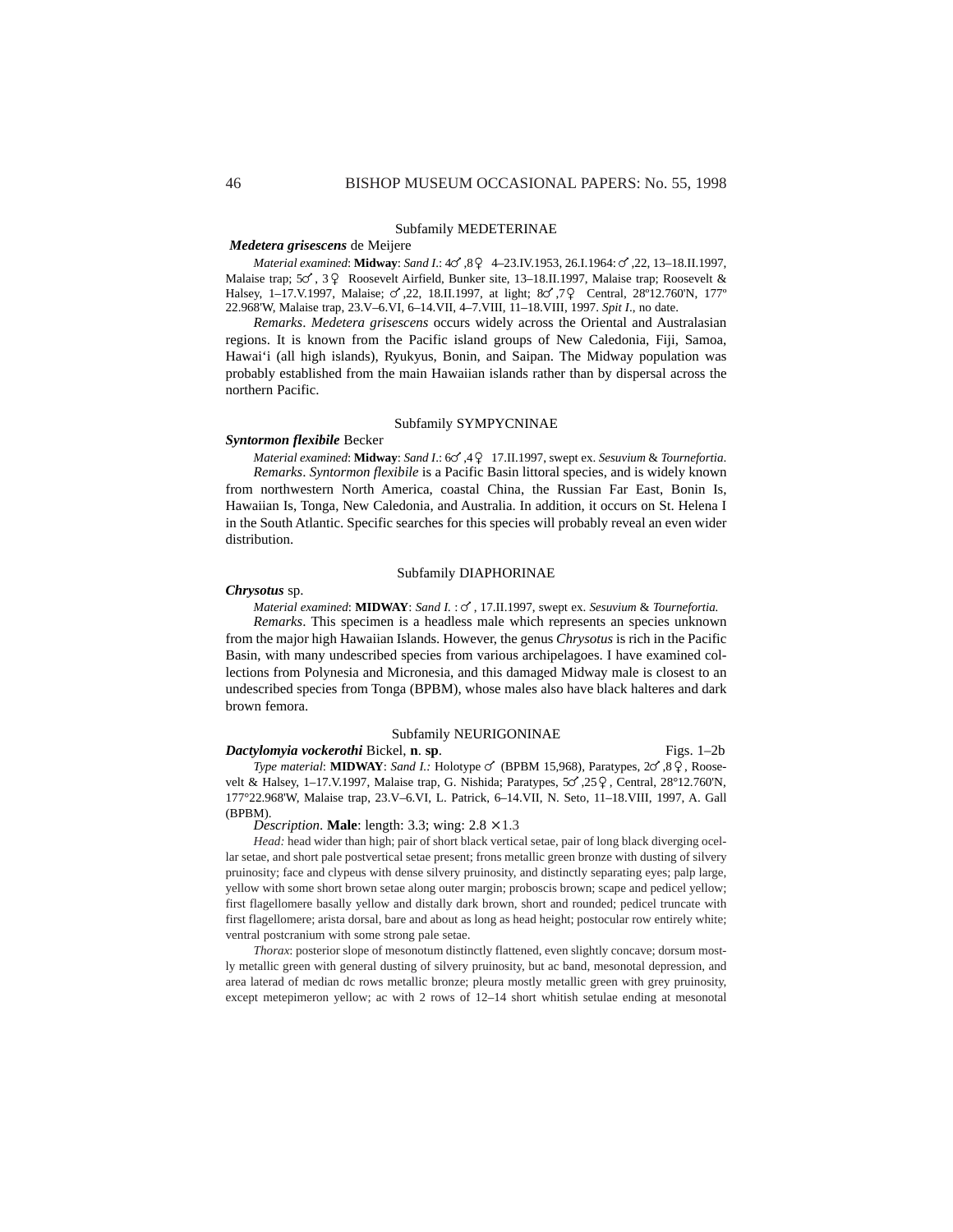### Subfamily MEDETERINAE

***Medetera grisescens*** de Meijere

*Material examined*: **Midway**: *Sand I.*: 4♂,8♀ 4–23.IV.1953, 26.I.1964: ♂,22, 13–18.II.1997, Malaise trap; 5♂, 3♀ Roosevelt Airfield, Bunker site, 13–18.II.1997, Malaise trap; Roosevelt & Halsey, 1–17.V.1997, Malaise; ♂,22, 18.II.1997, at light; 8♂,7♀ Central, 28º12.760'N, 177º 22.968'W, Malaise trap, 23.V–6.VI, 6–14.VII, 4–7.VIII, 11–18.VIII, 1997. *Spit I.*, no date.

*Remarks*. *Medetera grisescens* occurs widely across the Oriental and Australasian regions. It is known from the Pacific island groups of New Caledonia, Fiji, Samoa, Hawai'i (all high islands), Ryukyus, Bonin, and Saipan. The Midway population was probably established from the main Hawaiian islands rather than by dispersal across the northern Pacific.

### Subfamily SYMPYCNINAE

***Syntormon flexibile*** Becker

*Material examined*: **Midway**: *Sand I.*: 6♂,4♀ 17.II.1997, swept ex. *Sesuvium* & *Tournefortia*.

*Remarks*. *Syntormon flexibile* is a Pacific Basin littoral species, and is widely known from northwestern North America, coastal China, the Russian Far East, Bonin Is, Hawaiian Is, Tonga, New Caledonia, and Australia. In addition, it occurs on St. Helena I in the South Atlantic. Specific searches for this species will probably reveal an even wider distribution.

### Subfamily DIAPHORINAE

***Chrysotus*** sp.

*Material examined*: **MIDWAY**: *Sand I.* : ♂, 17.II.1997, swept ex. *Sesuvium* & *Tournefortia.*

*Remarks*. This specimen is a headless male which represents an species unknown from the major high Hawaiian Islands. However, the genus *Chrysotus* is rich in the Pacific Basin, with many undescribed species from various archipelagoes. I have examined collections from Polynesia and Micronesia, and this damaged Midway male is closest to an undescribed species from Tonga (BPBM), whose males also have black halteres and dark brown femora.

### Subfamily NEURIGONINAE

***Dactylomyia vockerothi*** Bickel, **n**. **sp**. Figs. 1–2b

*Type material*: **MIDWAY**: *Sand I.:* Holotype ♂ (BPBM 15,968), Paratypes, 2♂,8♀, Roosevelt & Halsey, 1–17.V.1997, Malaise trap, G. Nishida; Paratypes, 5♂,25♀, Central, 28°12.760'N, 177°22.968'W, Malaise trap, 23.V–6.VI, L. Patrick, 6–14.VII, N. Seto, 11–18.VIII, 1997, A. Gall (BPBM).

*Description*. **Male**: length: 3.3; wing: 2.8 × 1.3

*Head:* head wider than high; pair of short black vertical setae, pair of long black diverging ocellar setae, and short pale postvertical setae present; frons metallic green bronze with dusting of silvery pruinosity; face and clypeus with dense silvery pruinosity, and distinctly separating eyes; palp large, yellow with some short brown setae along outer margin; proboscis brown; scape and pedicel yellow; first flagellomere basally yellow and distally dark brown, short and rounded; pedicel truncate with first flagellomere; arista dorsal, bare and about as long as head height; postocular row entirely white; ventral postcranium with some strong pale setae.

*Thorax*: posterior slope of mesonotum distinctly flattened, even slightly concave; dorsum mostly metallic green with general dusting of silvery pruinosity, but ac band, mesonotal depression, and area laterad of median dc rows metallic bronze; pleura mostly metallic green with grey pruinosity, except metepimeron yellow; ac with 2 rows of 12–14 short whitish setulae ending at mesonotal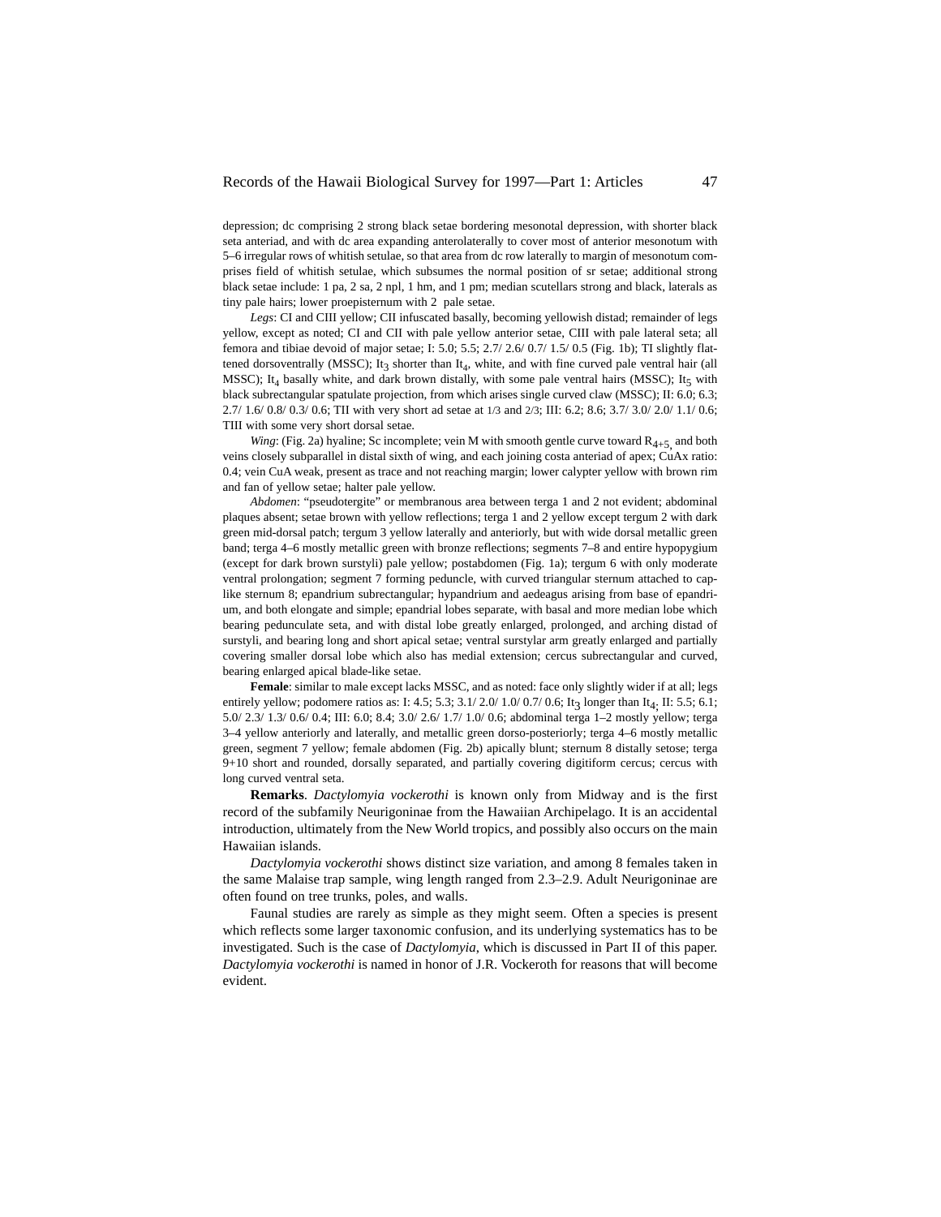depression; dc comprising 2 strong black setae bordering mesonotal depression, with shorter black seta anteriad, and with dc area expanding anterolaterally to cover most of anterior mesonotum with 5–6 irregular rows of whitish setulae, so that area from dc row laterally to margin of mesonotum comprises field of whitish setulae, which subsumes the normal position of sr setae; additional strong black setae include: 1 pa, 2 sa, 2 npl, 1 hm, and 1 pm; median scutellars strong and black, laterals as tiny pale hairs; lower proepisternum with 2 pale setae.

*Legs*: CI and CIII yellow; CII infuscated basally, becoming yellowish distad; remainder of legs yellow, except as noted; CI and CII with pale yellow anterior setae, CIII with pale lateral seta; all femora and tibiae devoid of major setae; I: 5.0; 5.5; 2.7/ 2.6/ 0.7/ 1.5/ 0.5 (Fig. 1b); TI slightly flattened dorsoventrally (MSSC); $It_3$ shorter than $It_4$, white, and with fine curved pale ventral hair (all MSSC); $It_4$ basally white, and dark brown distally, with some pale ventral hairs (MSSC); $It_5$ with black subrectangular spatulate projection, from which arises single curved claw (MSSC); II: 6.0; 6.3; 2.7/ 1.6/ 0.8/ 0.3/ 0.6; TII with very short ad setae at 1/3 and 2/3; III: 6.2; 8.6; 3.7/ 3.0/ 2.0/ 1.1/ 0.6; TIII with some very short dorsal setae.

*Wing*: (Fig. 2a) hyaline; Sc incomplete; vein M with smooth gentle curve toward $R_{4+5}$, and both veins closely subparallel in distal sixth of wing, and each joining costa anteriad of apex; CuAx ratio: 0.4; vein CuA weak, present as trace and not reaching margin; lower calypter yellow with brown rim and fan of yellow setae; halter pale yellow.

*Abdomen*: "pseudotergite" or membranous area between terga 1 and 2 not evident; abdominal plaques absent; setae brown with yellow reflections; terga 1 and 2 yellow except tergum 2 with dark green mid-dorsal patch; tergum 3 yellow laterally and anteriorly, but with wide dorsal metallic green band; terga 4–6 mostly metallic green with bronze reflections; segments 7–8 and entire hypopygium (except for dark brown surstyli) pale yellow; postabdomen (Fig. 1a); tergum 6 with only moderate ventral prolongation; segment 7 forming peduncle, with curved triangular sternum attached to cap-like sternum 8; epandrium subrectangular; hypandrium and aedeagus arising from base of epandrium, and both elongate and simple; epandrial lobes separate, with basal and more median lobe which bearing pedunculate seta, and with distal lobe greatly enlarged, prolonged, and arching distad of surstyli, and bearing long and short apical setae; ventral surstylar arm greatly enlarged and partially covering smaller dorsal lobe which also has medial extension; cercus subrectangular and curved, bearing enlarged apical blade-like setae.

**Female**: similar to male except lacks MSSC, and as noted: face only slightly wider if at all; legs entirely yellow; podomere ratios as: I: 4.5; 5.3; 3.1/ 2.0/ 1.0/ 0.7/ 0.6; $It_3$ longer than $It_4$; II: 5.5; 6.1; 5.0/ 2.3/ 1.3/ 0.6/ 0.4; III: 6.0; 8.4; 3.0/ 2.6/ 1.7/ 1.0/ 0.6; abdominal terga 1–2 mostly yellow; terga 3–4 yellow anteriorly and laterally, and metallic green dorso-posteriorly; terga 4–6 mostly metallic green, segment 7 yellow; female abdomen (Fig. 2b) apically blunt; sternum 8 distally setose; terga 9+10 short and rounded, dorsally separated, and partially covering digitiform cercus; cercus with long curved ventral seta.

**Remarks**. *Dactylomyia vockerothi* is known only from Midway and is the first record of the subfamily Neurigoninae from the Hawaiian Archipelago. It is an accidental introduction, ultimately from the New World tropics, and possibly also occurs on the main Hawaiian islands.

*Dactylomyia vockerothi* shows distinct size variation, and among 8 females taken in the same Malaise trap sample, wing length ranged from 2.3–2.9. Adult Neurigoninae are often found on tree trunks, poles, and walls.

Faunal studies are rarely as simple as they might seem. Often a species is present which reflects some larger taxonomic confusion, and its underlying systematics has to be investigated. Such is the case of *Dactylomyia*, which is discussed in Part II of this paper. *Dactylomyia vockerothi* is named in honor of J.R. Vockeroth for reasons that will become evident.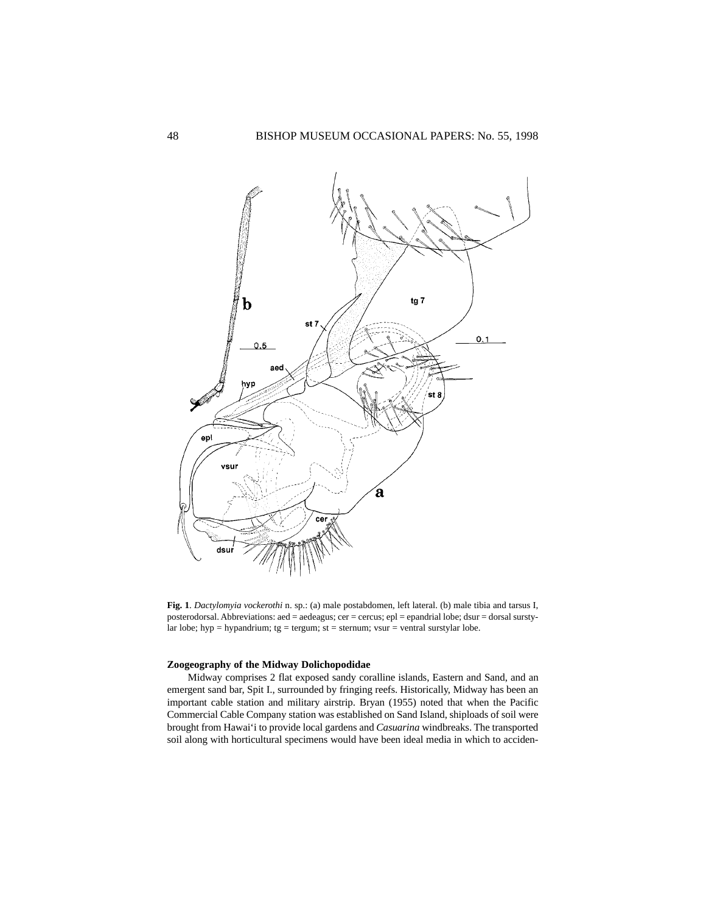**Fig. 1**. *Dactylomyia vockerothi* n. sp.: (a) male postabdomen, left lateral. (b) male tibia and tarsus I, posterodorsal. Abbreviations: aed = aedeagus; cer = cercus; epl = epandrial lobe; dsur = dorsal surstylar lobe; hyp = hypandrium; tg = tergum; st = sternum; vsur = ventral surstylar lobe.

### Zoogeography of the Midway Dolichopodidae

Midway comprises 2 flat exposed sandy coralline islands, Eastern and Sand, and an emergent sand bar, Spit I., surrounded by fringing reefs. Historically, Midway has been an important cable station and military airstrip. Bryan (1955) noted that when the Pacific Commercial Cable Company station was established on Sand Island, shiploads of soil were brought from Hawai'i to provide local gardens and *Casuarina* windbreaks. The transported soil along with horticultural specimens would have been ideal media in which to acciden-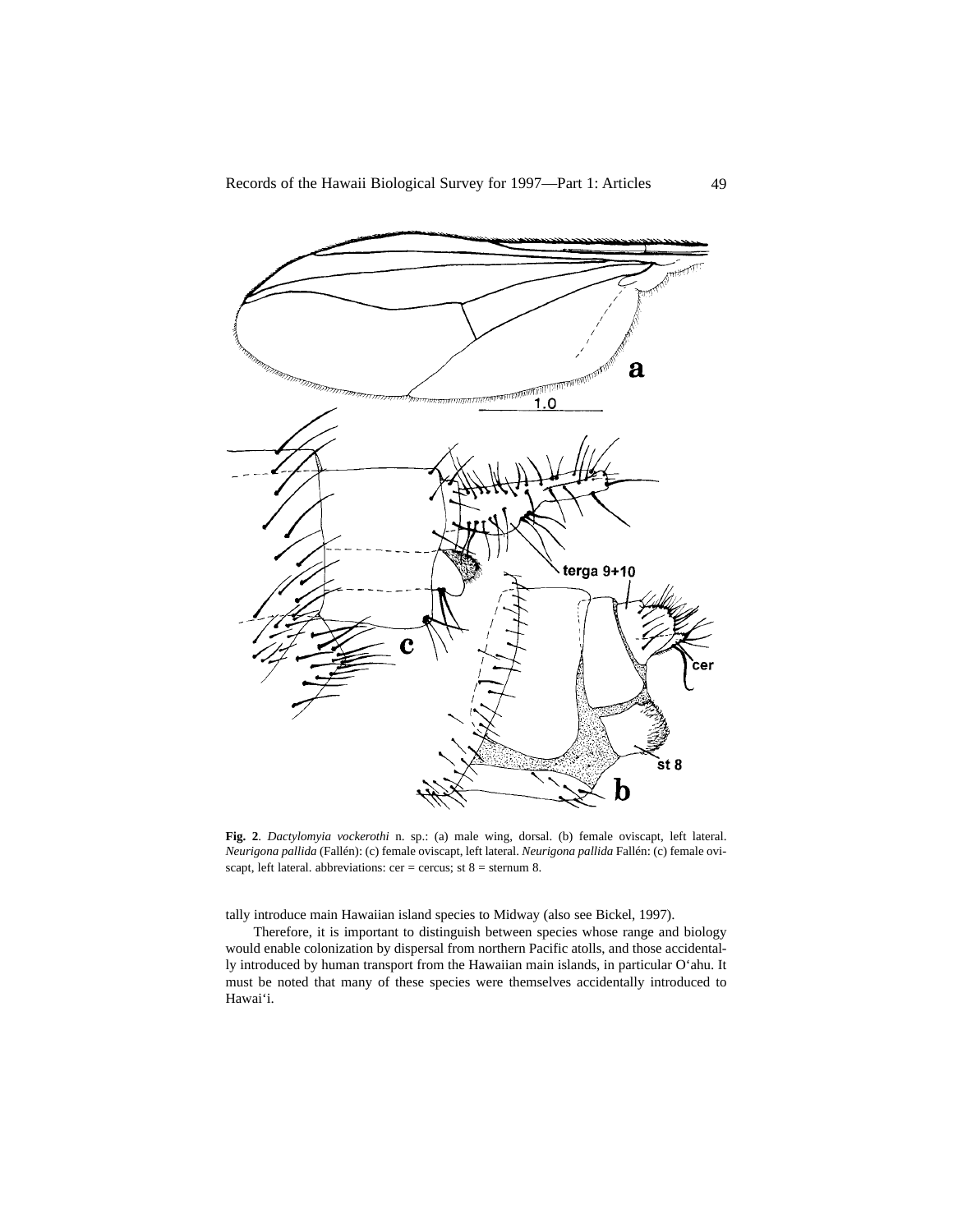**Fig. 2**. *Dactylomyia vockerothi* n. sp.: (a) male wing, dorsal. (b) female oviscapt, left lateral. *Neurigona pallida* (Fallén): (c) female oviscapt, left lateral. *Neurigona pallida* Fallén: (c) female oviscapt, left lateral. abbreviations: cer = cercus; st 8 = sternum 8.

tally introduce main Hawaiian island species to Midway (also see Bickel, 1997).

Therefore, it is important to distinguish between species whose range and biology would enable colonization by dispersal from northern Pacific atolls, and those accidentally introduced by human transport from the Hawaiian main islands, in particular O'ahu. It must be noted that many of these species were themselves accidentally introduced to Hawai'i.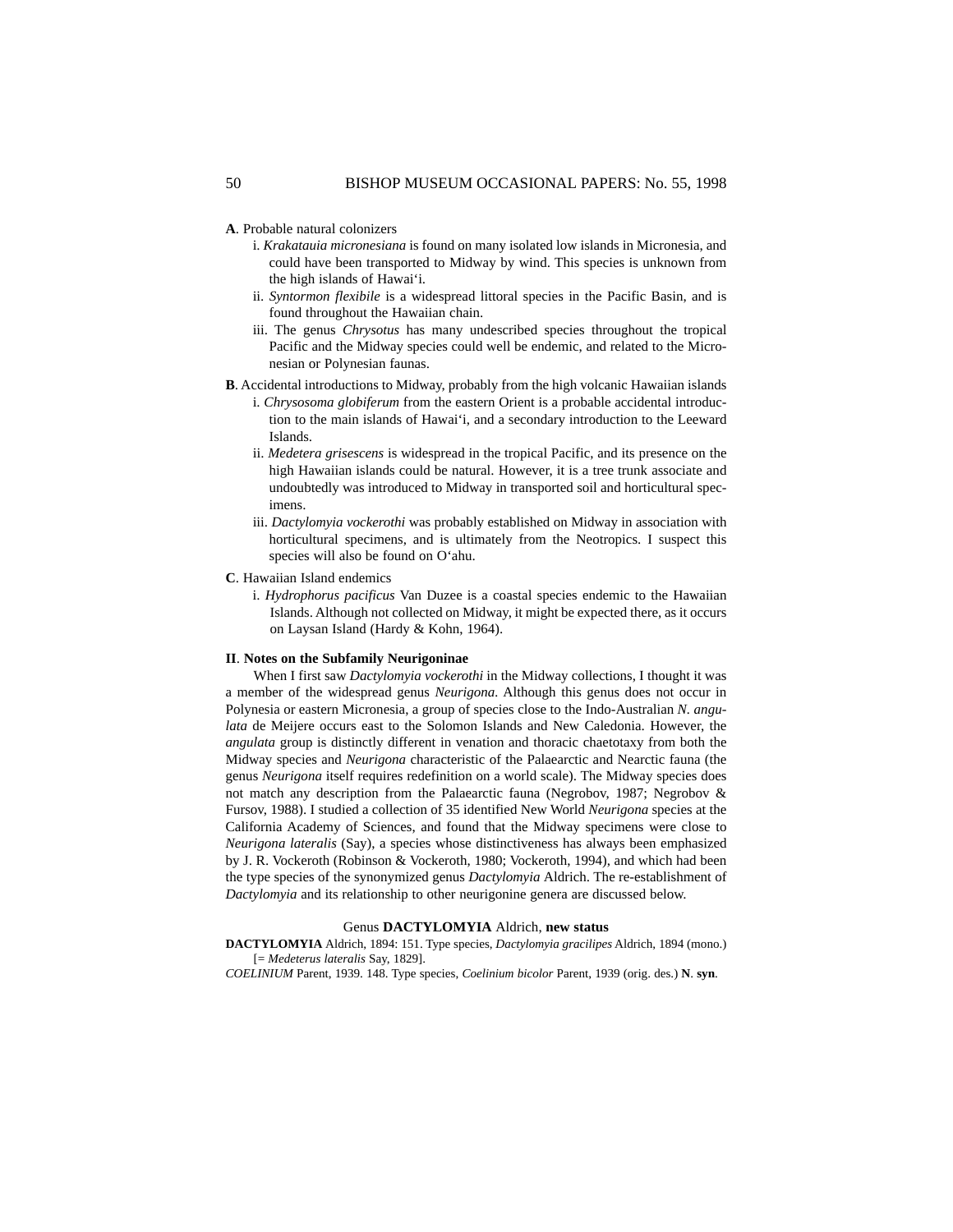**A**. Probable natural colonizers

i. *Krakatauia micronesiana* is found on many isolated low islands in Micronesia, and could have been transported to Midway by wind. This species is unknown from the high islands of Hawai‘i.

ii. *Syntormon flexibile* is a widespread littoral species in the Pacific Basin, and is found throughout the Hawaiian chain.

iii. The genus *Chrysotus* has many undescribed species throughout the tropical Pacific and the Midway species could well be endemic, and related to the Micronesian or Polynesian faunas.

**B**. Accidental introductions to Midway, probably from the high volcanic Hawaiian islands

i. *Chrysosoma globiferum* from the eastern Orient is a probable accidental introduction to the main islands of Hawai‘i, and a secondary introduction to the Leeward Islands.

ii. *Medetera grisescens* is widespread in the tropical Pacific, and its presence on the high Hawaiian islands could be natural. However, it is a tree trunk associate and undoubtedly was introduced to Midway in transported soil and horticultural specimens.

iii. *Dactylomyia vockerothi* was probably established on Midway in association with horticultural specimens, and is ultimately from the Neotropics. I suspect this species will also be found on O‘ahu.

**C**. Hawaiian Island endemics

i. *Hydrophorus pacificus* Van Duzee is a coastal species endemic to the Hawaiian Islands. Although not collected on Midway, it might be expected there, as it occurs on Laysan Island (Hardy & Kohn, 1964).

## II. Notes on the Subfamily Neurigoninae

When I first saw *Dactylomyia vockerothi* in the Midway collections, I thought it was a member of the widespread genus *Neurigona*. Although this genus does not occur in Polynesia or eastern Micronesia, a group of species close to the Indo-Australian *N. angulata* de Meijere occurs east to the Solomon Islands and New Caledonia. However, the *angulata* group is distinctly different in venation and thoracic chaetotaxy from both the Midway species and *Neurigona* characteristic of the Palaearctic and Nearctic fauna (the genus *Neurigona* itself requires redefinition on a world scale). The Midway species does not match any description from the Palaearctic fauna (Negrobov, 1987; Negrobov & Fursov, 1988). I studied a collection of 35 identified New World *Neurigona* species at the California Academy of Sciences, and found that the Midway specimens were close to *Neurigona lateralis* (Say), a species whose distinctiveness has always been emphasized by J. R. Vockeroth (Robinson & Vockeroth, 1980; Vockeroth, 1994), and which had been the type species of the synonymized genus *Dactylomyia* Aldrich. The re-establishment of *Dactylomyia* and its relationship to other neurigonine genera are discussed below.

### Genus **DACTYLOMYIA** Aldrich, **new status**

**DACTYLOMYIA** Aldrich, 1894: 151. Type species, *Dactylomyia gracilipes* Aldrich, 1894 (mono.) [= *Medeterus lateralis* Say, 1829].

*COELINIUM* Parent, 1939. 148. Type species, *Coelinium bicolor* Parent, 1939 (orig. des.) **N. syn**.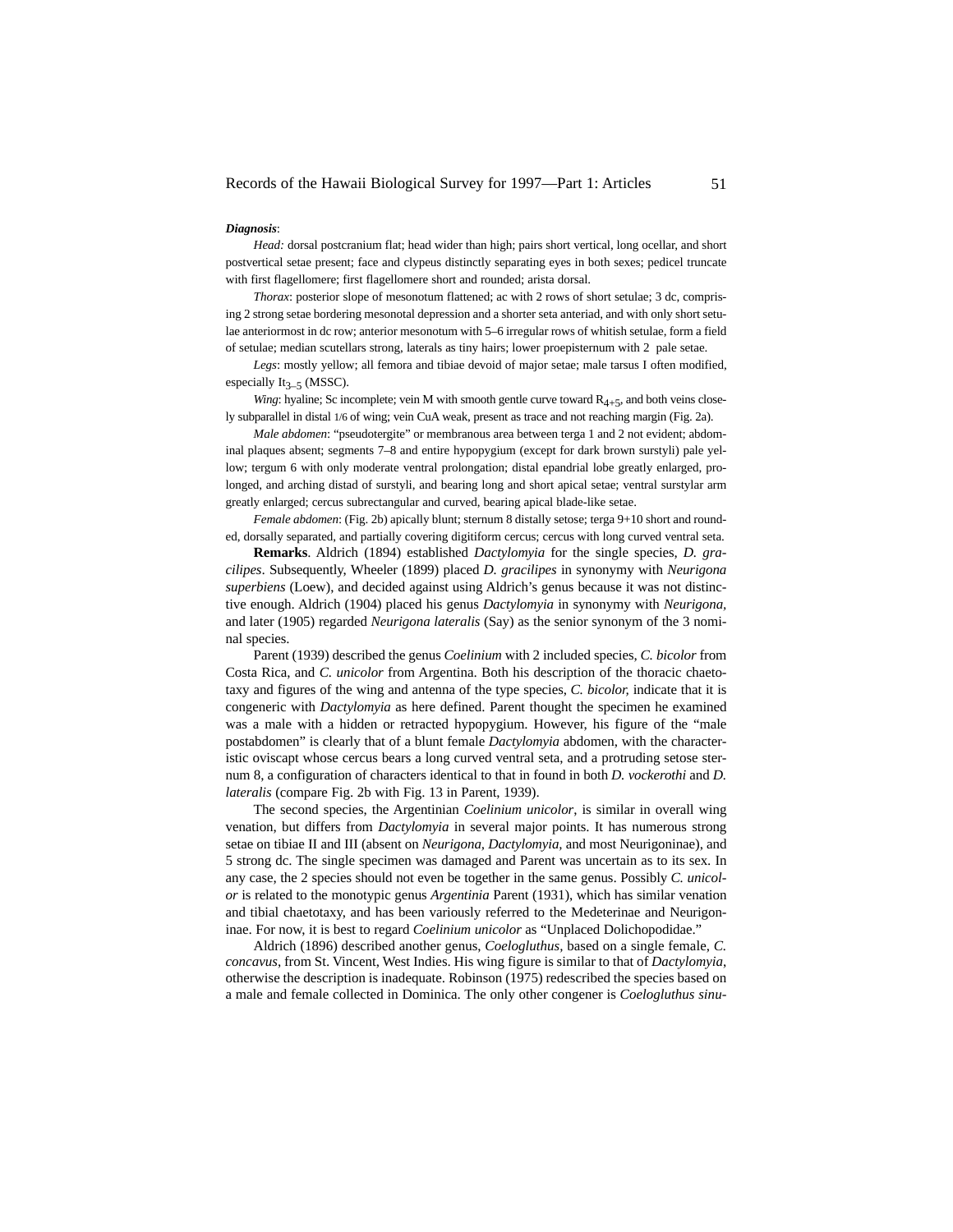***Diagnosis***:

*Head:* dorsal postcranium flat; head wider than high; pairs short vertical, long ocellar, and short postvertical setae present; face and clypeus distinctly separating eyes in both sexes; pedicel truncate with first flagellomere; first flagellomere short and rounded; arista dorsal.

*Thorax*: posterior slope of mesonotum flattened; ac with 2 rows of short setulae; 3 dc, comprising 2 strong setae bordering mesonotal depression and a shorter seta anteriad, and with only short setulae anteriormost in dc row; anterior mesonotum with 5–6 irregular rows of whitish setulae, form a field of setulae; median scutellars strong, laterals as tiny hairs; lower proepisternum with 2 pale setae.

*Legs*: mostly yellow; all femora and tibiae devoid of major setae; male tarsus I often modified, especially $It_{3–5}$ (MSSC).

*Wing*: hyaline; Sc incomplete; vein M with smooth gentle curve toward $R_{4+5}$, and both veins closely subparallel in distal 1/6 of wing; vein CuA weak, present as trace and not reaching margin (Fig. 2a).

*Male abdomen*: "pseudotergite" or membranous area between terga 1 and 2 not evident; abdominal plaques absent; segments 7–8 and entire hypopygium (except for dark brown surstyli) pale yellow; tergum 6 with only moderate ventral prolongation; distal epandrial lobe greatly enlarged, prolonged, and arching distad of surstyli, and bearing long and short apical setae; ventral surstylar arm greatly enlarged; cercus subrectangular and curved, bearing apical blade-like setae.

*Female abdomen*: (Fig. 2b) apically blunt; sternum 8 distally setose; terga 9+10 short and rounded, dorsally separated, and partially covering digitiform cercus; cercus with long curved ventral seta.

**Remarks**. Aldrich (1894) established *Dactylomyia* for the single species, *D. gracilipes*. Subsequently, Wheeler (1899) placed *D. gracilipes* in synonymy with *Neurigona superbiens* (Loew), and decided against using Aldrich's genus because it was not distinctive enough. Aldrich (1904) placed his genus *Dactylomyia* in synonymy with *Neurigona*, and later (1905) regarded *Neurigona lateralis* (Say) as the senior synonym of the 3 nominal species.

Parent (1939) described the genus *Coelinium* with 2 included species, *C. bicolor* from Costa Rica, and *C. unicolor* from Argentina. Both his description of the thoracic chaetotaxy and figures of the wing and antenna of the type species, *C. bicolor,* indicate that it is congeneric with *Dactylomyia* as here defined. Parent thought the specimen he examined was a male with a hidden or retracted hypopygium. However, his figure of the "male postabdomen" is clearly that of a blunt female *Dactylomyia* abdomen, with the characteristic oviscapt whose cercus bears a long curved ventral seta, and a protruding setose sternum 8, a configuration of characters identical to that in found in both *D. vockerothi* and *D. lateralis* (compare Fig. 2b with Fig. 13 in Parent, 1939).

The second species, the Argentinian *Coelinium unicolor*, is similar in overall wing venation, but differs from *Dactylomyia* in several major points. It has numerous strong setae on tibiae II and III (absent on *Neurigona*, *Dactylomyia*, and most Neurigoninae), and 5 strong dc. The single specimen was damaged and Parent was uncertain as to its sex. In any case, the 2 species should not even be together in the same genus. Possibly *C. unicolor* is related to the monotypic genus *Argentinia* Parent (1931), which has similar venation and tibial chaetotaxy, and has been variously referred to the Medeterinae and Neurigoninae. For now, it is best to regard *Coelinium unicolor* as "Unplaced Dolichopodidae."

Aldrich (1896) described another genus, *Coelogluthus,* based on a single female, *C. concavus*, from St. Vincent, West Indies. His wing figure is similar to that of *Dactylomyia*, otherwise the description is inadequate. Robinson (1975) redescribed the species based on a male and female collected in Dominica. The only other congener is *Coelogluthus sinu-*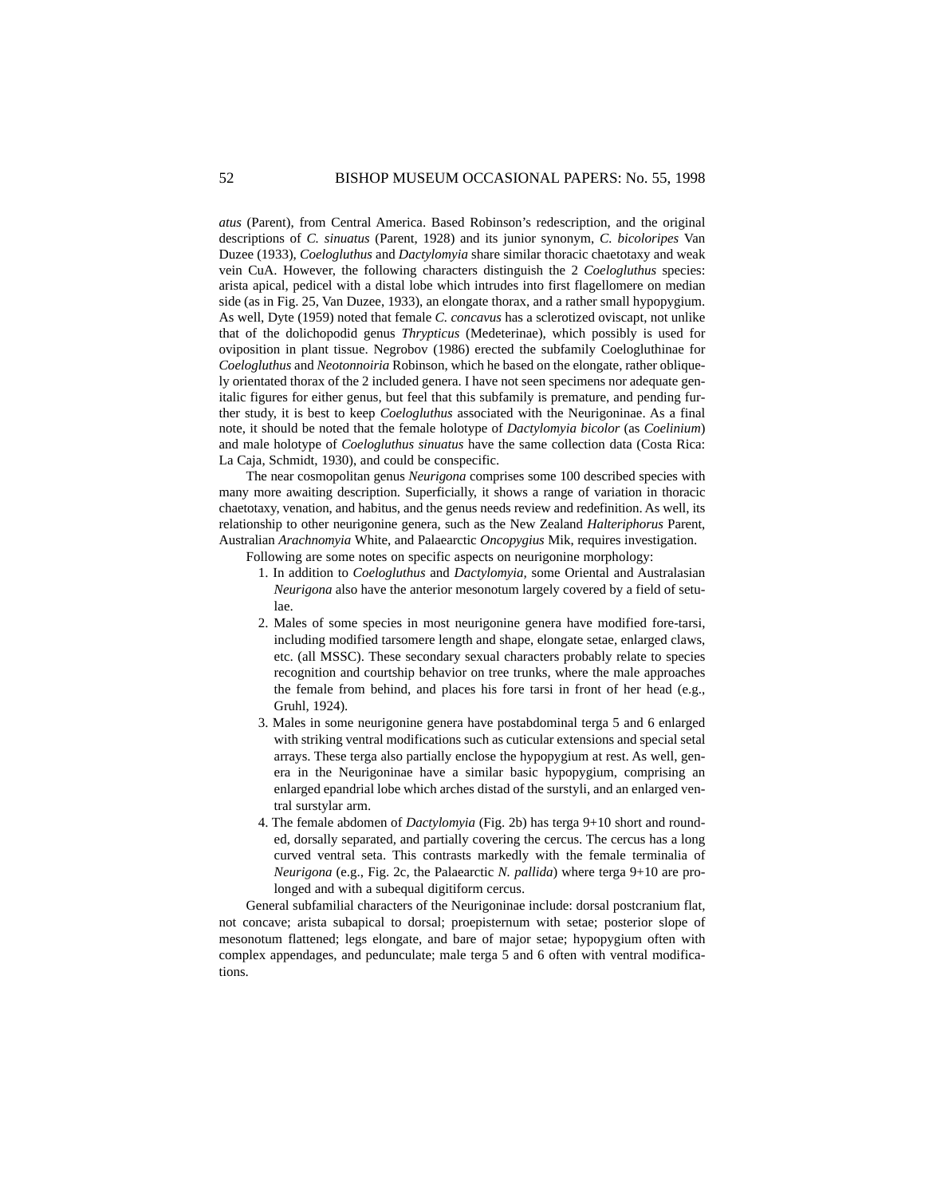*atus* (Parent), from Central America. Based Robinson's redescription, and the original descriptions of *C. sinuatus* (Parent, 1928) and its junior synonym, *C. bicoloripes* Van Duzee (1933), *Coelogluthus* and *Dactylomyia* share similar thoracic chaetotaxy and weak vein CuA. However, the following characters distinguish the 2 *Coelogluthus* species: arista apical, pedicel with a distal lobe which intrudes into first flagellomere on median side (as in Fig. 25, Van Duzee, 1933), an elongate thorax, and a rather small hypopygium. As well, Dyte (1959) noted that female *C. concavus* has a sclerotized oviscapt, not unlike that of the dolichopodid genus *Thrypticus* (Medeterinae), which possibly is used for oviposition in plant tissue. Negrobov (1986) erected the subfamily Coelogluthinae for *Coelogluthus* and *Neotonnoiria* Robinson, which he based on the elongate, rather obliquely orientated thorax of the 2 included genera. I have not seen specimens nor adequate genitalic figures for either genus, but feel that this subfamily is premature, and pending further study, it is best to keep *Coelogluthus* associated with the Neurigoninae. As a final note, it should be noted that the female holotype of *Dactylomyia bicolor* (as *Coelinium*) and male holotype of *Coelogluthus sinuatus* have the same collection data (Costa Rica: La Caja, Schmidt, 1930), and could be conspecific.

The near cosmopolitan genus *Neurigona* comprises some 100 described species with many more awaiting description. Superficially, it shows a range of variation in thoracic chaetotaxy, venation, and habitus, and the genus needs review and redefinition. As well, its relationship to other neurigonine genera, such as the New Zealand *Halteriphorus* Parent, Australian *Arachnomyia* White, and Palaearctic *Oncopygius* Mik, requires investigation.

Following are some notes on specific aspects on neurigonine morphology:

1. In addition to *Coelogluthus* and *Dactylomyia*, some Oriental and Australasian *Neurigona* also have the anterior mesonotum largely covered by a field of setulae.
2. Males of some species in most neurigonine genera have modified fore-tarsi, including modified tarsomere length and shape, elongate setae, enlarged claws, etc. (all MSSC). These secondary sexual characters probably relate to species recognition and courtship behavior on tree trunks, where the male approaches the female from behind, and places his fore tarsi in front of her head (e.g., Gruhl, 1924).
3. Males in some neurigonine genera have postabdominal terga 5 and 6 enlarged with striking ventral modifications such as cuticular extensions and special setal arrays. These terga also partially enclose the hypopygium at rest. As well, genera in the Neurigoninae have a similar basic hypopygium, comprising an enlarged epandrial lobe which arches distad of the surstyli, and an enlarged ventral surstylar arm.
4. The female abdomen of *Dactylomyia* (Fig. 2b) has terga 9+10 short and rounded, dorsally separated, and partially covering the cercus. The cercus has a long curved ventral seta. This contrasts markedly with the female terminalia of *Neurigona* (e.g., Fig. 2c, the Palaearctic *N. pallida*) where terga 9+10 are prolonged and with a subequal digitiform cercus.

General subfamilial characters of the Neurigoninae include: dorsal postcranium flat, not concave; arista subapical to dorsal; proepisternum with setae; posterior slope of mesonotum flattened; legs elongate, and bare of major setae; hypopygium often with complex appendages, and pedunculate; male terga 5 and 6 often with ventral modifications.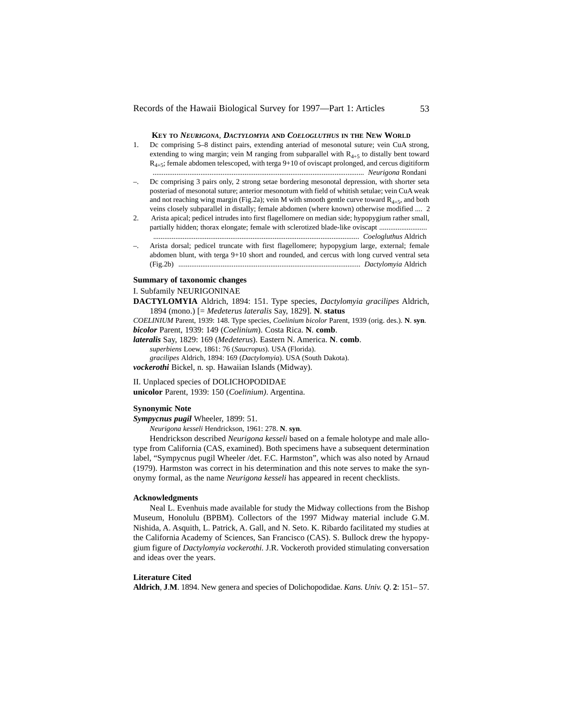### KEY TO *NEURIGONA*, *DACTYLOMYIA* AND *COELOGLUTHUS* IN THE NEW WORLD

1. Dc comprising 5–8 distinct pairs, extending anteriad of mesonotal suture; vein CuA strong, extending to wing margin; vein M ranging from subparallel with $R_{4+5}$ to distally bent toward $R_{4+5}$; female abdomen telescoped, with terga 9+10 of oviscapt prolonged, and cercus digitiform ........................................................................................................................ *Neurigona* Rondani

–. Dc comprising 3 pairs only, 2 strong setae bordering mesonotal depression, with shorter seta posteriad of mesonotal suture; anterior mesonotum with field of whitish setulae; vein CuA weak and not reaching wing margin (Fig.2a); vein M with smooth gentle curve toward $R_{4+5}$, and both veins closely subparallel in distally; female abdomen (where known) otherwise modified .... 2

2. Arista apical; pedicel intrudes into first flagellomere on median side; hypopygium rather small, partially hidden; thorax elongate; female with sclerotized blade-like oviscapt .......................... ........................................................................................................................ *Coelogluthus* Aldrich

–. Arista dorsal; pedicel truncate with first flagellomere; hypopygium large, external; female abdomen blunt, with terga 9+10 short and rounded, and cercus with long curved ventral seta (Fig.2b) ........................................................................................................ *Dactylomyia* Aldrich

**Summary of taxonomic changes**

I. Subfamily NEURIGONINAE

**DACTYLOMYIA** Aldrich, 1894: 151. Type species, *Dactylomyia gracilipes* Aldrich, 1894 (mono.) [= *Medeterus lateralis* Say, 1829]. **N**. **status**

*COELINIUM* Parent, 1939: 148. Type species, *Coelinium bicolor* Parent, 1939 (orig. des.). **N**. **syn**.

***bicolor*** Parent, 1939: 149 (*Coelinium*). Costa Rica. **N**. **comb**.

***lateralis*** Say, 1829: 169 (*Medeterus*). Eastern N. America. **N**. **comb**.

*superbiens* Loew, 1861: 76 (*Saucropus*). USA (Florida).

*gracilipes* Aldrich, 1894: 169 (*Dactylomyia*). USA (South Dakota).

***vockerothi*** Bickel, n. sp. Hawaiian Islands (Midway).

II. Unplaced species of DOLICHOPODIDAE

**unicolor** Parent, 1939: 150 (*Coelinium)*. Argentina.

**Synonymic Note**

***Sympycnus pugil*** Wheeler, 1899: 51.

*Neurigona kesseli* Hendrickson, 1961: 278. **N**. **syn**.

Hendrickson described *Neurigona kesseli* based on a female holotype and male allotype from California (CAS, examined). Both specimens have a subsequent determination label, "Sympycnus pugil Wheeler /det. F.C. Harmston", which was also noted by Arnaud (1979). Harmston was correct in his determination and this note serves to make the synonymy formal, as the name *Neurigona kesseli* has appeared in recent checklists.

**Acknowledgments**

Neal L. Evenhuis made available for study the Midway collections from the Bishop Museum, Honolulu (BPBM). Collectors of the 1997 Midway material include G.M. Nishida, A. Asquith, L. Patrick, A. Gall, and N. Seto. K. Ribardo facilitated my studies at the California Academy of Sciences, San Francisco (CAS). S. Bullock drew the hypopygium figure of *Dactylomyia vockerothi*. J.R. Vockeroth provided stimulating conversation and ideas over the years.

**Literature Cited**

**Aldrich**, **J**.**M**. 1894. New genera and species of Dolichopodidae. *Kans. Univ. Q*. **2**: 151– 57.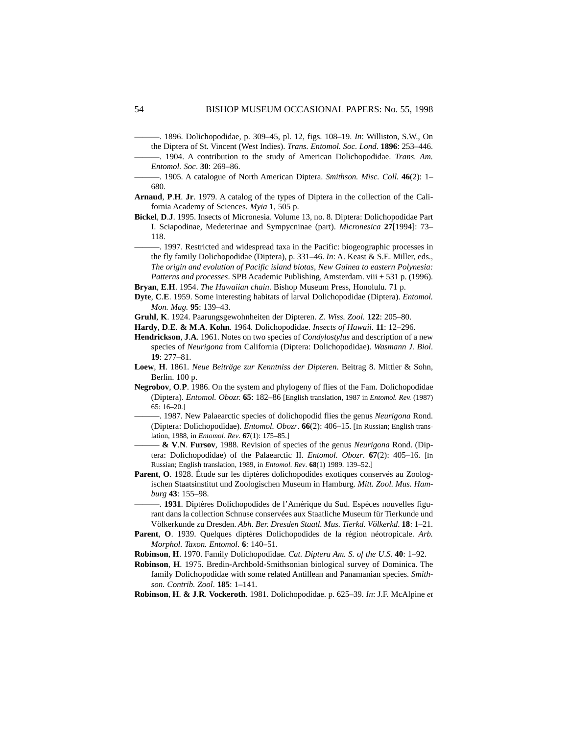———. 1896. Dolichopodidae, p. 309–45, pl. 12, figs. 108–19. *In*: Williston, S.W., On the Diptera of St. Vincent (West Indies). *Trans. Entomol. Soc. Lond*. **1896**: 253–446.

———. 1904. A contribution to the study of American Dolichopodidae. *Trans. Am. Entomol. Soc*. **30**: 269–86.

———. 1905. A catalogue of North American Diptera. *Smithson. Misc. Coll.* **46**(2): 1–680.

**Arnaud**, **P**.**H**. **Jr**. 1979. A catalog of the types of Diptera in the collection of the California Academy of Sciences. *Myia* **1**, 505 p.

**Bickel**, **D**.**J**. 1995. Insects of Micronesia. Volume 13, no. 8. Diptera: Dolichopodidae Part I. Sciapodinae, Medeterinae and Sympycninae (part). *Micronesica* **27**[1994]: 73–118.

———. 1997. Restricted and widespread taxa in the Pacific: biogeographic processes in the fly family Dolichopodidae (Diptera), p. 331–46. *In*: A. Keast & S.E. Miller, eds., *The origin and evolution of Pacific island biotas, New Guinea to eastern Polynesia: Patterns and processes*. SPB Academic Publishing, Amsterdam. viii + 531 p. (1996).

**Bryan**, **E**.**H**. 1954. *The Hawaiian chain*. Bishop Museum Press, Honolulu. 71 p.

**Dyte**, **C**.**E**. 1959. Some interesting habitats of larval Dolichopodidae (Diptera). *Entomol. Mon. Mag.* **95**: 139–43.

**Gruhl**, **K**. 1924. Paarungsgewohnheiten der Dipteren. *Z. Wiss. Zool*. **122**: 205–80.

**Hardy**, **D**.**E**. **& M**.**A**. **Kohn**. 1964. Dolichopodidae. *Insects of Hawaii*. **11**: 12–296.

**Hendrickson**, **J**.**A**. 1961. Notes on two species of *Condylostylus* and description of a new species of *Neurigona* from California (Diptera: Dolichopodidae). *Wasmann J. Biol*. **19**: 277–81.

**Loew**, **H**. 1861. *Neue Beiträge zur Kenntniss der Dipteren*. Beitrag 8. Mittler & Sohn, Berlin. 100 p.

**Negrobov**, **O**.**P**. 1986. On the system and phylogeny of flies of the Fam. Dolichopodidae (Diptera). *Entomol. Obozr.* **65**: 182–86 [English translation, 1987 in *Entomol. Rev.* (1987) 65: 16–20.]

———. 1987. New Palaearctic species of dolichopodid flies the genus *Neurigona* Rond. (Diptera: Dolichopodidae). *Entomol. Obozr*. **66**(2): 406–15. [In Russian; English translation, 1988, in *Entomol. Rev*. **67**(1): 175–85.]

——— **& V**.**N**. **Fursov**, 1988. Revision of species of the genus *Neurigona* Rond. (Diptera: Dolichopodidae) of the Palaearctic II. *Entomol. Obozr*. **67**(2): 405–16. [In Russian; English translation, 1989, in *Entomol. Rev*. **68**(1) 1989. 139–52.]

**Parent**, **O**. 1928. Étude sur les diptères dolichopodides exotiques conservés au Zoologischen Staatsinstitut und Zoologischen Museum in Hamburg. *Mitt. Zool. Mus. Hamburg* **43**: 155–98.

———. **1931**. Diptères Dolichopodides de l'Amérique du Sud. Espèces nouvelles figurant dans la collection Schnuse conservées aux Staatliche Museum für Tierkunde und Völkerkunde zu Dresden. *Abh. Ber. Dresden Staatl. Mus. Tierkd. Völkerkd*. **18**: 1–21.

**Parent**, **O**. 1939. Quelques diptères Dolichopodides de la région néotropicale. *Arb. Morphol. Taxon. Entomol*. **6**: 140–51.

**Robinson**, **H**. 1970. Family Dolichopodidae. *Cat. Diptera Am. S. of the U.S.* **40**: 1–92.

**Robinson**, **H**. 1975. Bredin-Archbold-Smithsonian biological survey of Dominica. The family Dolichopodidae with some related Antillean and Panamanian species. *Smithson. Contrib. Zool*. **185**: 1–141.

**Robinson**, **H**. **& J**.**R**. **Vockeroth**. 1981. Dolichopodidae. p. 625–39. *In*: J.F. McAlpine *et*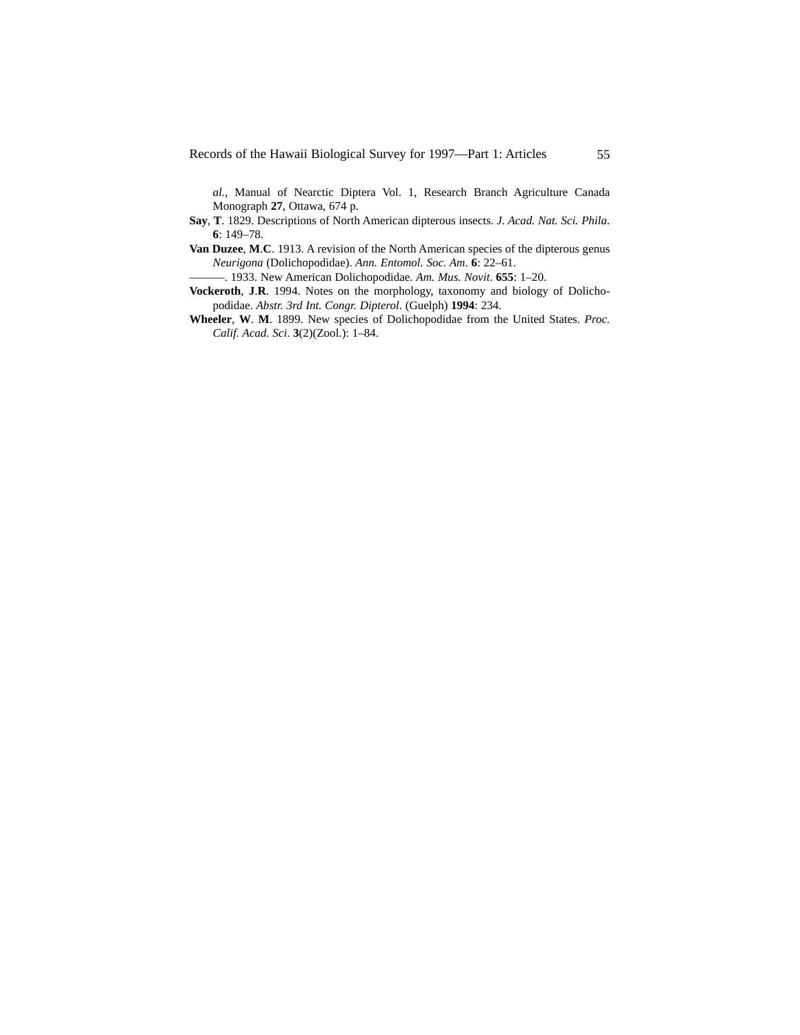*al.*, Manual of Nearctic Diptera Vol. 1, Research Branch Agriculture Canada Monograph **27**, Ottawa, 674 p.

**Say**, **T**. 1829. Descriptions of North American dipterous insects. *J. Acad. Nat. Sci. Phila*. **6**: 149–78.

**Van Duzee**, **M**.**C**. 1913. A revision of the North American species of the dipterous genus *Neurigona* (Dolichopodidae). *Ann. Entomol. Soc. Am*. **6**: 22–61.

———. 1933. New American Dolichopodidae. *Am. Mus. Novit*. **655**: 1–20.

**Vockeroth**, **J**.**R**. 1994. Notes on the morphology, taxonomy and biology of Dolichopodidae. *Abstr. 3rd Int. Congr. Dipterol*. (Guelph) **1994**: 234.

**Wheeler**, **W**. **M**. 1899. New species of Dolichopodidae from the United States. *Proc. Calif. Acad. Sci*. **3**(2)(Zool.): 1–84.